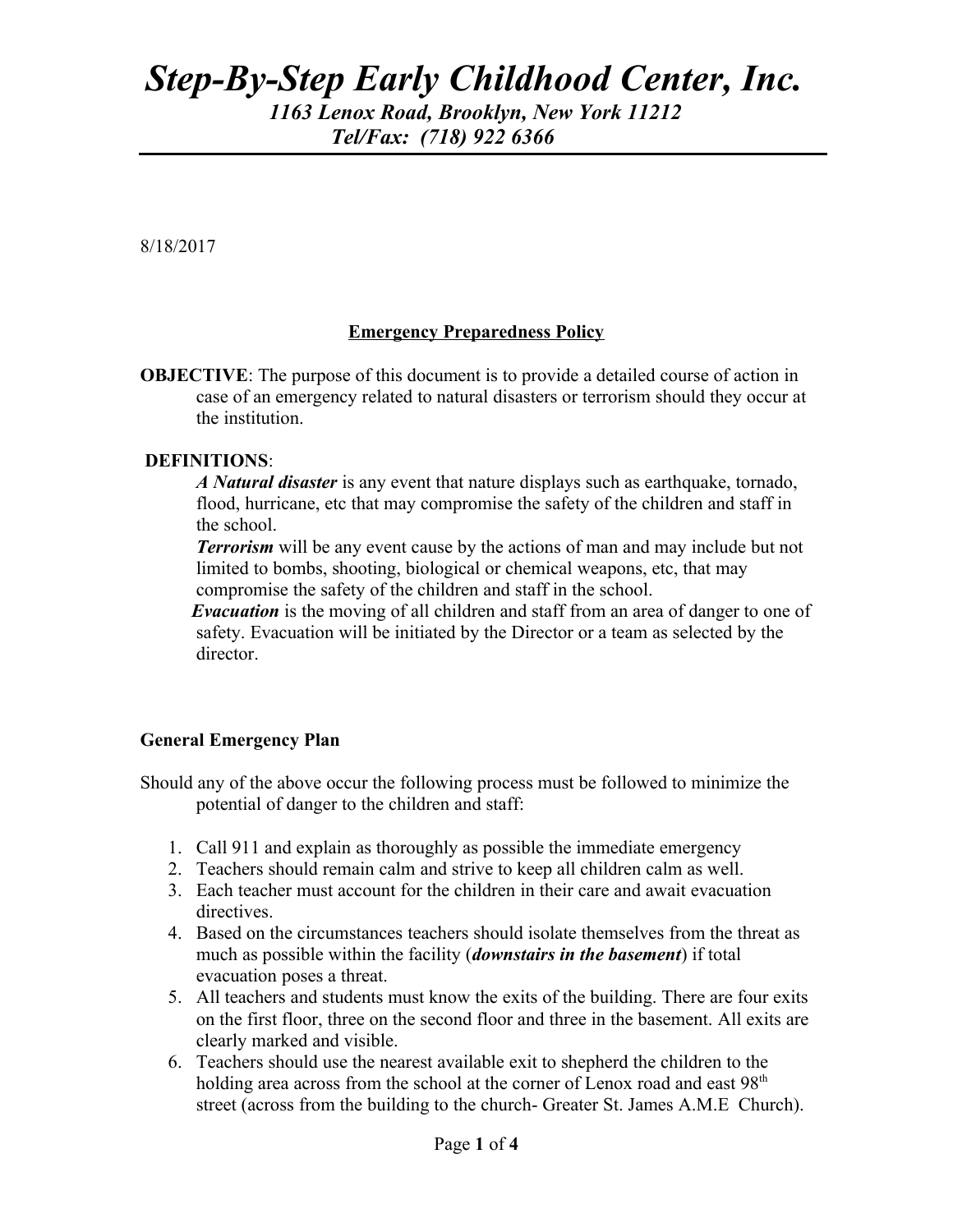# *Step-By-Step Early Childhood Center, Inc.*

***1163 Lenox Road, Brooklyn, New York 11212***

***Tel/Fax: (718) 922 6366***

8/18/2017

## Emergency Preparedness Policy

**OBJECTIVE**: The purpose of this document is to provide a detailed course of action in case of an emergency related to natural disasters or terrorism should they occur at the institution.

**DEFINITIONS**:

***A Natural disaster*** is any event that nature displays such as earthquake, tornado, flood, hurricane, etc that may compromise the safety of the children and staff in the school.

***Terrorism*** will be any event cause by the actions of man and may include but not limited to bombs, shooting, biological or chemical weapons, etc, that may compromise the safety of the children and staff in the school.

***Evacuation*** is the moving of all children and staff from an area of danger to one of safety. Evacuation will be initiated by the Director or a team as selected by the director.

### General Emergency Plan

Should any of the above occur the following process must be followed to minimize the potential of danger to the children and staff:

1. Call 911 and explain as thoroughly as possible the immediate emergency
2. Teachers should remain calm and strive to keep all children calm as well.
3. Each teacher must account for the children in their care and await evacuation directives.
4. Based on the circumstances teachers should isolate themselves from the threat as much as possible within the facility (***downstairs in the basement***) if total evacuation poses a threat.
5. All teachers and students must know the exits of the building. There are four exits on the first floor, three on the second floor and three in the basement. All exits are clearly marked and visible.
6. Teachers should use the nearest available exit to shepherd the children to the holding area across from the school at the corner of Lenox road and east 98th street (across from the building to the church- Greater St. James A.M.E Church).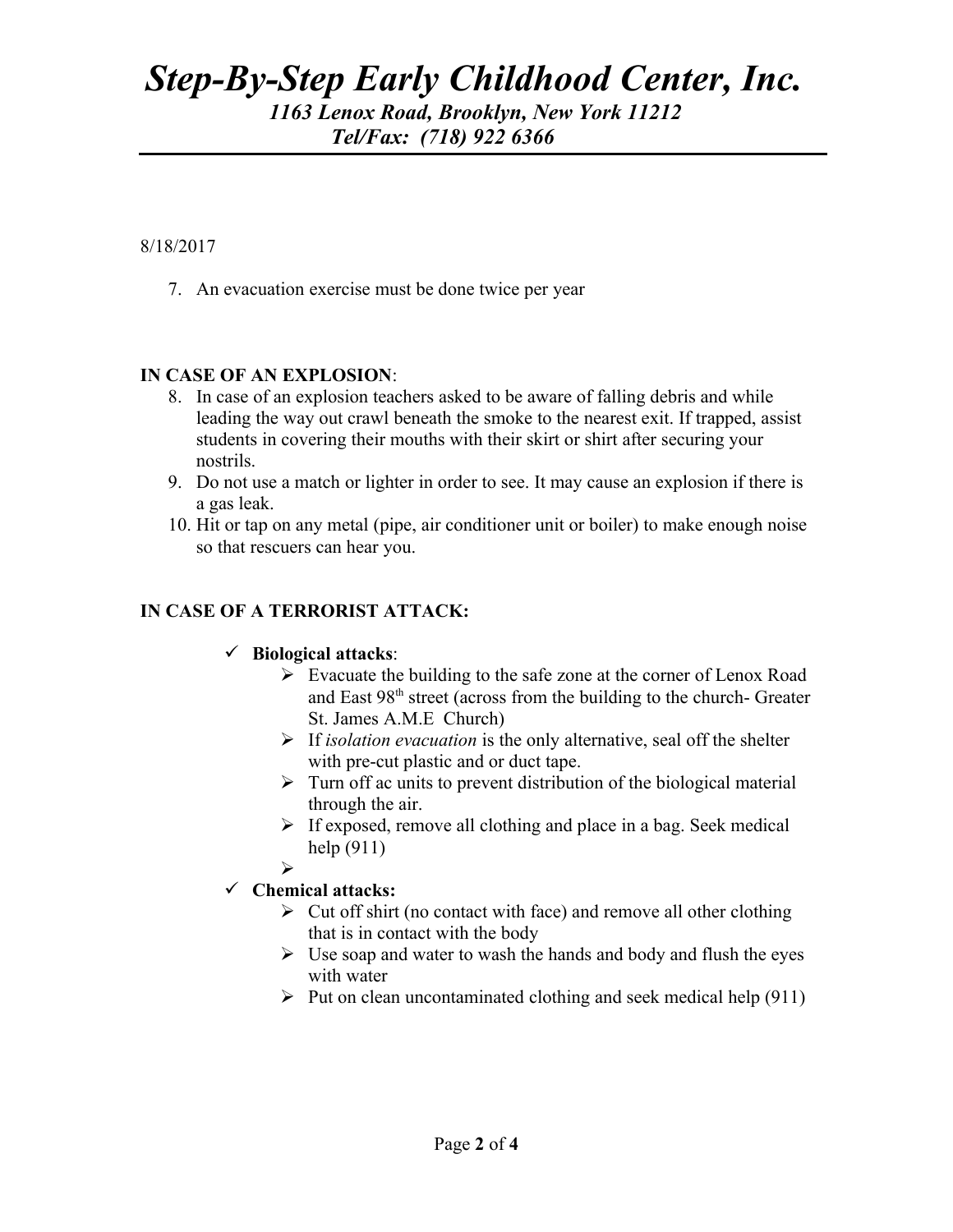8/18/2017

7. An evacuation exercise must be done twice per year

**IN CASE OF AN EXPLOSION**:

8. In case of an explosion teachers asked to be aware of falling debris and while leading the way out crawl beneath the smoke to the nearest exit. If trapped, assist students in covering their mouths with their skirt or shirt after securing your nostrils.
9. Do not use a match or lighter in order to see. It may cause an explosion if there is a gas leak.
10. Hit or tap on any metal (pipe, air conditioner unit or boiler) to make enough noise so that rescuers can hear you.

**IN CASE OF A TERRORIST ATTACK:**

- ✓ **Biological attacks**:
  - Evacuate the building to the safe zone at the corner of Lenox Road and East 98th street (across from the building to the church- Greater St. James A.M.E Church)
  - If *isolation evacuation* is the only alternative, seal off the shelter with pre-cut plastic and or duct tape.
  - Turn off ac units to prevent distribution of the biological material through the air.
  - If exposed, remove all clothing and place in a bag. Seek medical help (911)
- ✓ **Chemical attacks:**
  - Cut off shirt (no contact with face) and remove all other clothing that is in contact with the body
  - Use soap and water to wash the hands and body and flush the eyes with water
  - Put on clean uncontaminated clothing and seek medical help (911)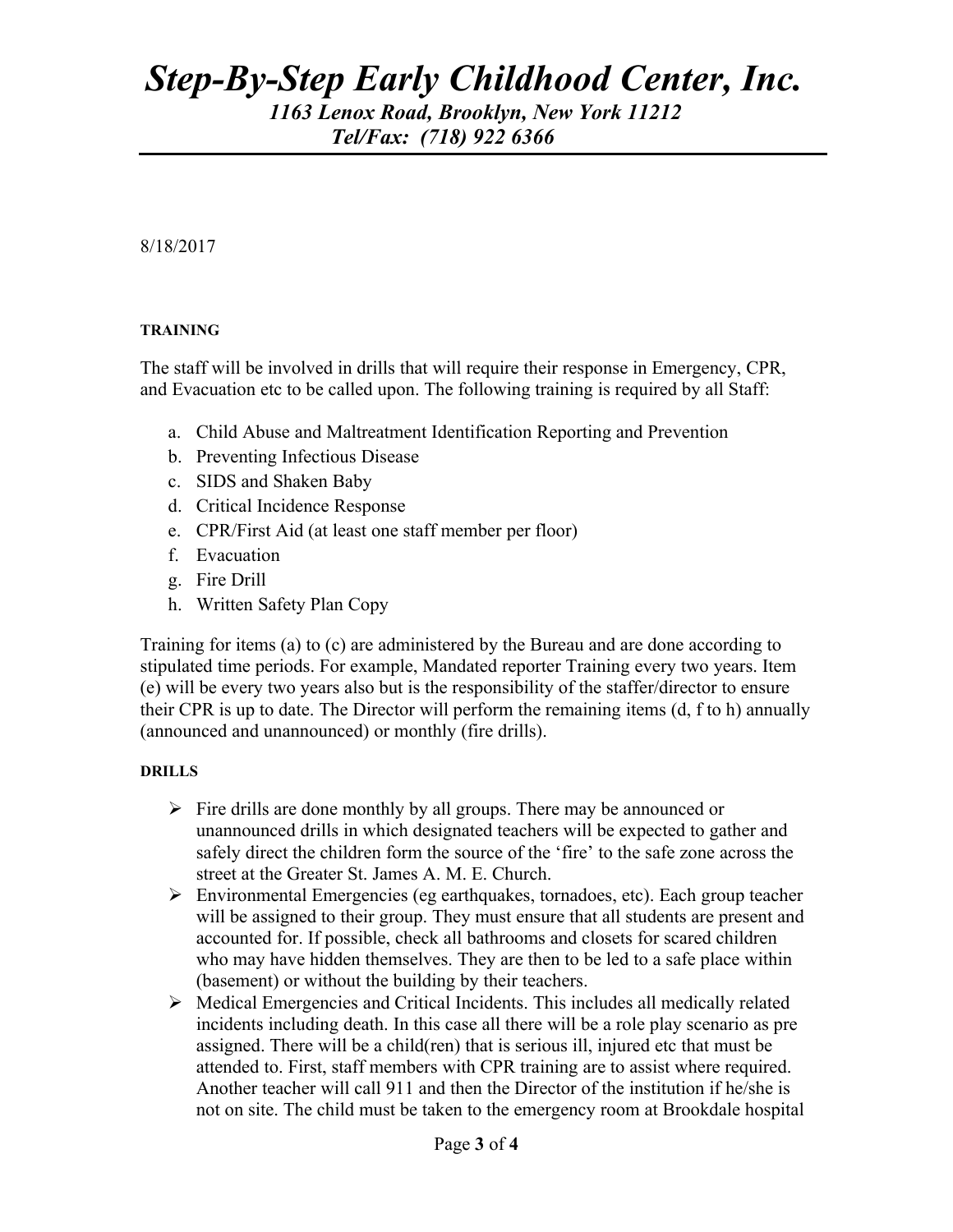8/18/2017

**TRAINING**

The staff will be involved in drills that will require their response in Emergency, CPR, and Evacuation etc to be called upon. The following training is required by all Staff:

a. Child Abuse and Maltreatment Identification Reporting and Prevention
b. Preventing Infectious Disease
c. SIDS and Shaken Baby
d. Critical Incidence Response
e. CPR/First Aid (at least one staff member per floor)
f. Evacuation
g. Fire Drill
h. Written Safety Plan Copy

Training for items (a) to (c) are administered by the Bureau and are done according to stipulated time periods. For example, Mandated reporter Training every two years. Item (e) will be every two years also but is the responsibility of the staffer/director to ensure their CPR is up to date. The Director will perform the remaining items (d, f to h) annually (announced and unannounced) or monthly (fire drills).

**DRILLS**

- Fire drills are done monthly by all groups. There may be announced or unannounced drills in which designated teachers will be expected to gather and safely direct the children form the source of the 'fire' to the safe zone across the street at the Greater St. James A. M. E. Church.
- Environmental Emergencies (eg earthquakes, tornadoes, etc). Each group teacher will be assigned to their group. They must ensure that all students are present and accounted for. If possible, check all bathrooms and closets for scared children who may have hidden themselves. They are then to be led to a safe place within (basement) or without the building by their teachers.
- Medical Emergencies and Critical Incidents. This includes all medically related incidents including death. In this case all there will be a role play scenario as pre assigned. There will be a child(ren) that is serious ill, injured etc that must be attended to. First, staff members with CPR training are to assist where required. Another teacher will call 911 and then the Director of the institution if he/she is not on site. The child must be taken to the emergency room at Brookdale hospital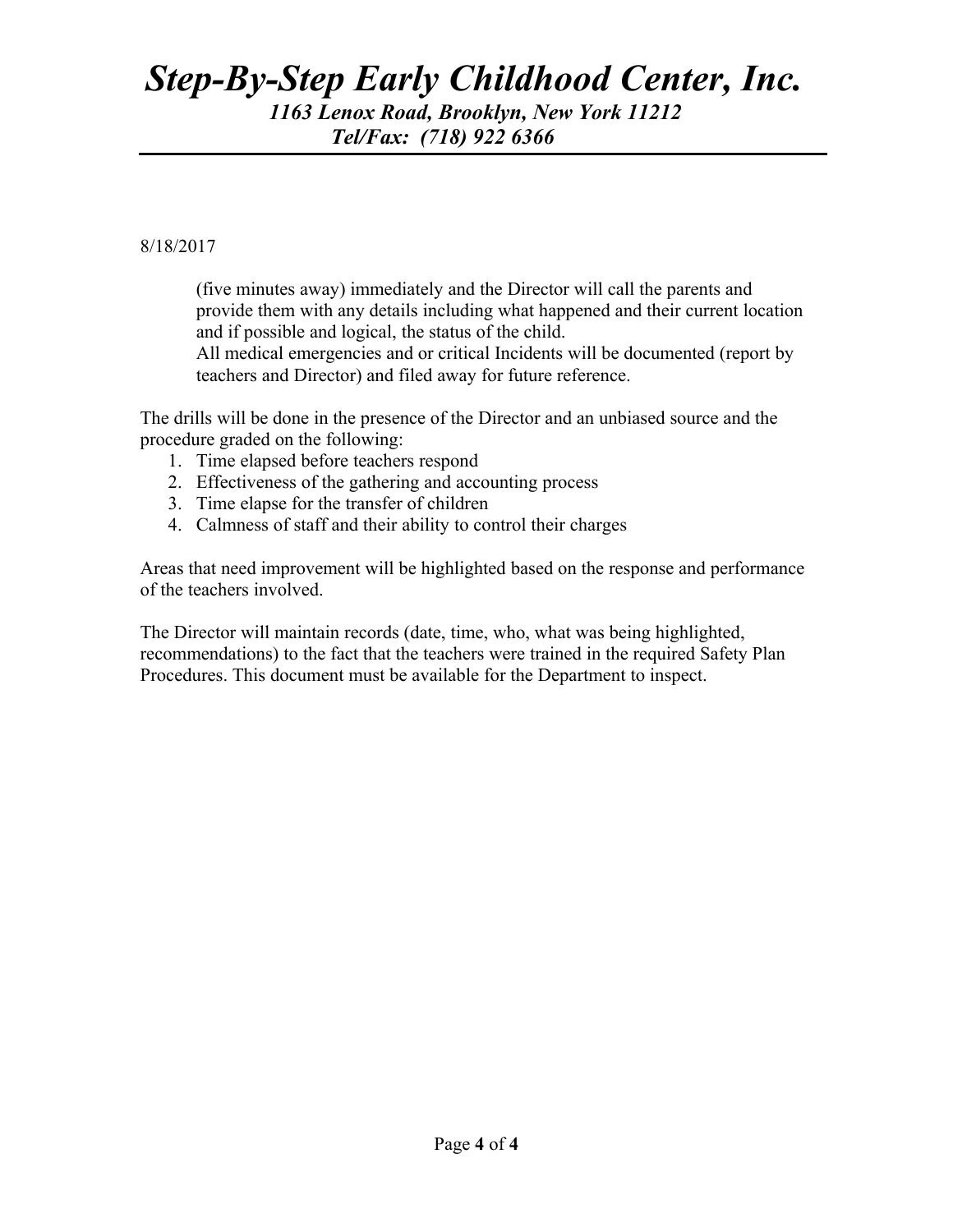8/18/2017

(five minutes away) immediately and the Director will call the parents and provide them with any details including what happened and their current location and if possible and logical, the status of the child.
All medical emergencies and or critical Incidents will be documented (report by teachers and Director) and filed away for future reference.

The drills will be done in the presence of the Director and an unbiased source and the procedure graded on the following:

1. Time elapsed before teachers respond
2. Effectiveness of the gathering and accounting process
3. Time elapse for the transfer of children
4. Calmness of staff and their ability to control their charges

Areas that need improvement will be highlighted based on the response and performance of the teachers involved.

The Director will maintain records (date, time, who, what was being highlighted, recommendations) to the fact that the teachers were trained in the required Safety Plan Procedures. This document must be available for the Department to inspect.